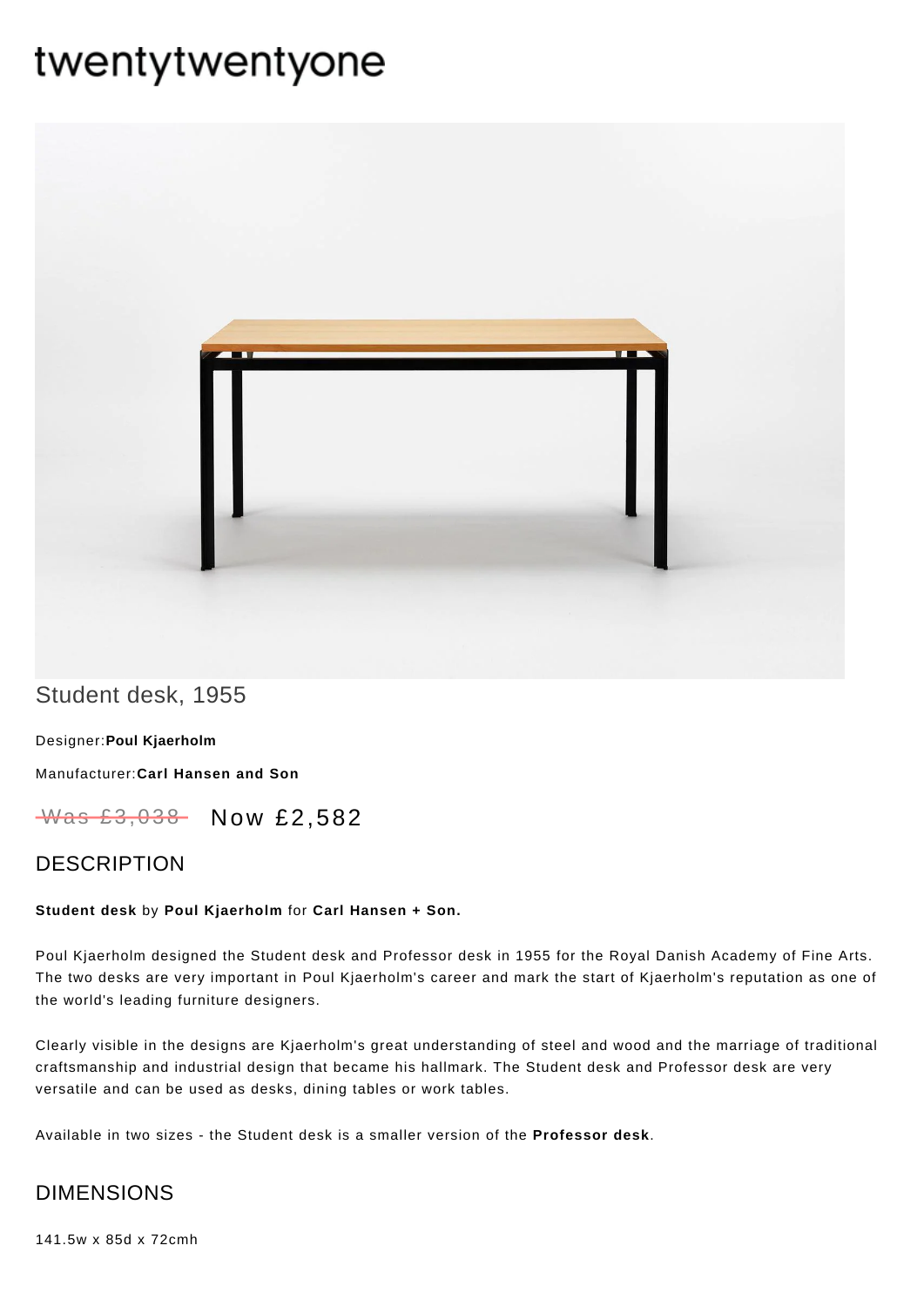# twentytwentyone

## Student desk, 1955

Designer:**Poul Kjaerholm**

Manufacturer:**Carl Hansen and Son**

~~Was £3,038~~ Now £2,582

## DESCRIPTION

**Student desk** by **Poul Kjaerholm** for **Carl Hansen + Son.**

Poul Kjaerholm designed the Student desk and Professor desk in 1955 for the Royal Danish Academy of Fine Arts. The two desks are very important in Poul Kjaerholm's career and mark the start of Kjaerholm's reputation as one of the world's leading furniture designers.

Clearly visible in the designs are Kjaerholm's great understanding of steel and wood and the marriage of traditional craftsmanship and industrial design that became his hallmark. The Student desk and Professor desk are very versatile and can be used as desks, dining tables or work tables.

Available in two sizes - the Student desk is a smaller version of the **Professor desk**.

## DIMENSIONS

141.5w x 85d x 72cmh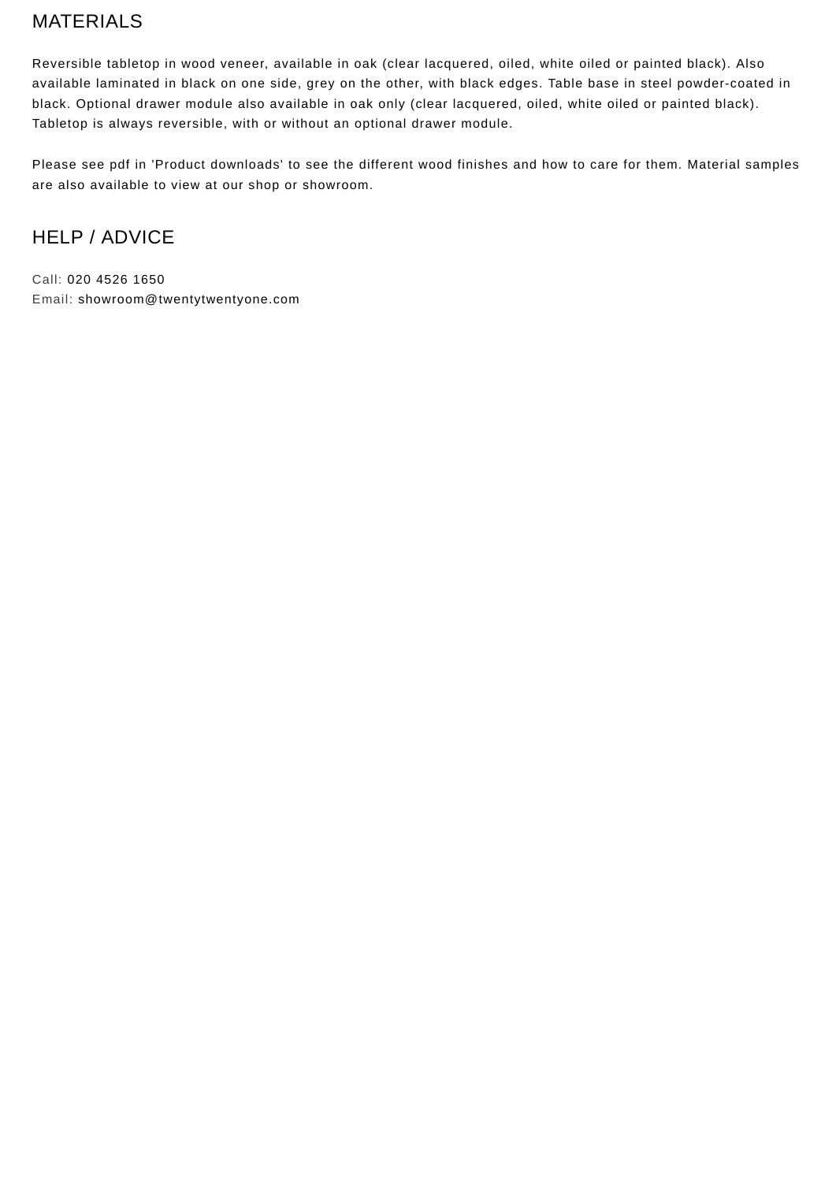## MATERIALS

Reversible tabletop in wood veneer, available in oak (clear lacquered, oiled, white oiled or painted black). Also available laminated in black on one side, grey on the other, with black edges. Table base in steel powder-coated in black. Optional drawer module also available in oak only (clear lacquered, oiled, white oiled or painted black). Tabletop is always reversible, with or without an optional drawer module.

Please see pdf in 'Product downloads' to see the different wood finishes and how to care for them. Material samples are also available to view at our shop or showroom.

## HELP / ADVICE

Call: 020 4526 1650
Email: showroom@twentytwentyone.com